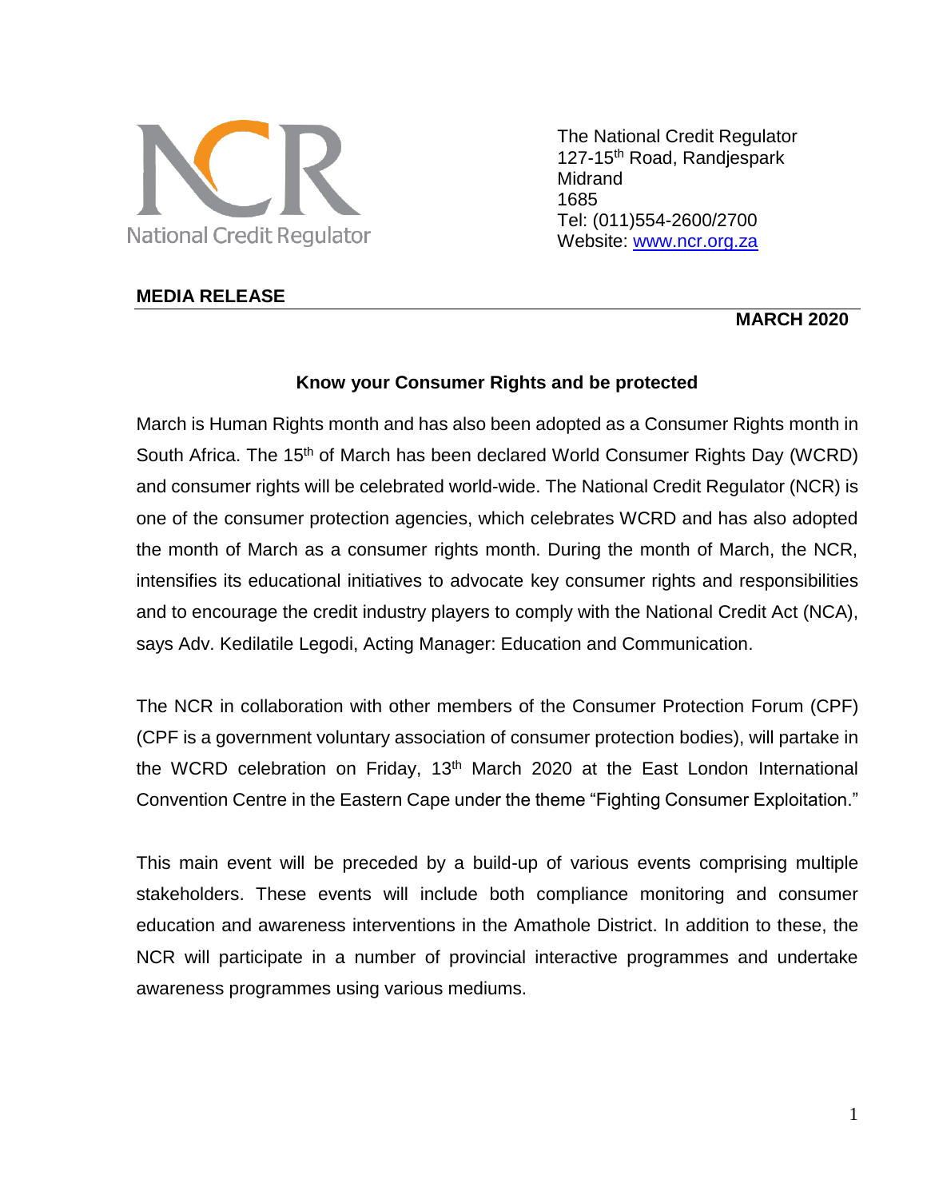National Credit Regulator

The National Credit Regulator
127-15th Road, Randjespark
Midrand
1685
Tel: (011)554-2600/2700
Website: www.ncr.org.za

**MEDIA RELEASE**

**MARCH 2020**

## Know your Consumer Rights and be protected

March is Human Rights month and has also been adopted as a Consumer Rights month in South Africa. The 15th of March has been declared World Consumer Rights Day (WCRD) and consumer rights will be celebrated world-wide. The National Credit Regulator (NCR) is one of the consumer protection agencies, which celebrates WCRD and has also adopted the month of March as a consumer rights month. During the month of March, the NCR, intensifies its educational initiatives to advocate key consumer rights and responsibilities and to encourage the credit industry players to comply with the National Credit Act (NCA), says Adv. Kedilatile Legodi, Acting Manager: Education and Communication.

The NCR in collaboration with other members of the Consumer Protection Forum (CPF) (CPF is a government voluntary association of consumer protection bodies), will partake in the WCRD celebration on Friday, 13th March 2020 at the East London International Convention Centre in the Eastern Cape under the theme "Fighting Consumer Exploitation."

This main event will be preceded by a build-up of various events comprising multiple stakeholders. These events will include both compliance monitoring and consumer education and awareness interventions in the Amathole District. In addition to these, the NCR will participate in a number of provincial interactive programmes and undertake awareness programmes using various mediums.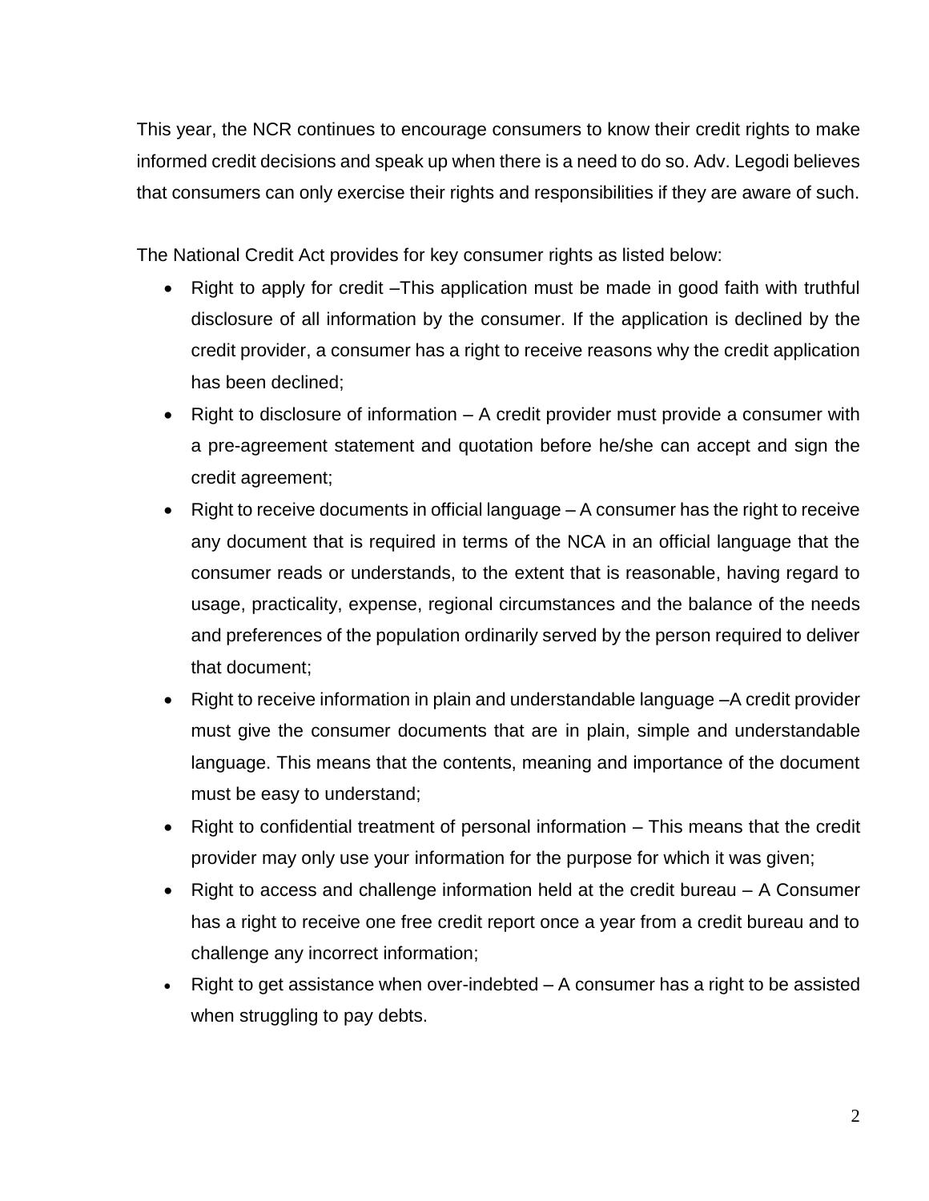This year, the NCR continues to encourage consumers to know their credit rights to make informed credit decisions and speak up when there is a need to do so. Adv. Legodi believes that consumers can only exercise their rights and responsibilities if they are aware of such.

The National Credit Act provides for key consumer rights as listed below:

- Right to apply for credit –This application must be made in good faith with truthful disclosure of all information by the consumer. If the application is declined by the credit provider, a consumer has a right to receive reasons why the credit application has been declined;
- Right to disclosure of information – A credit provider must provide a consumer with a pre-agreement statement and quotation before he/she can accept and sign the credit agreement;
- Right to receive documents in official language – A consumer has the right to receive any document that is required in terms of the NCA in an official language that the consumer reads or understands, to the extent that is reasonable, having regard to usage, practicality, expense, regional circumstances and the balance of the needs and preferences of the population ordinarily served by the person required to deliver that document;
- Right to receive information in plain and understandable language –A credit provider must give the consumer documents that are in plain, simple and understandable language. This means that the contents, meaning and importance of the document must be easy to understand;
- Right to confidential treatment of personal information – This means that the credit provider may only use your information for the purpose for which it was given;
- Right to access and challenge information held at the credit bureau – A Consumer has a right to receive one free credit report once a year from a credit bureau and to challenge any incorrect information;
- Right to get assistance when over-indebted – A consumer has a right to be assisted when struggling to pay debts.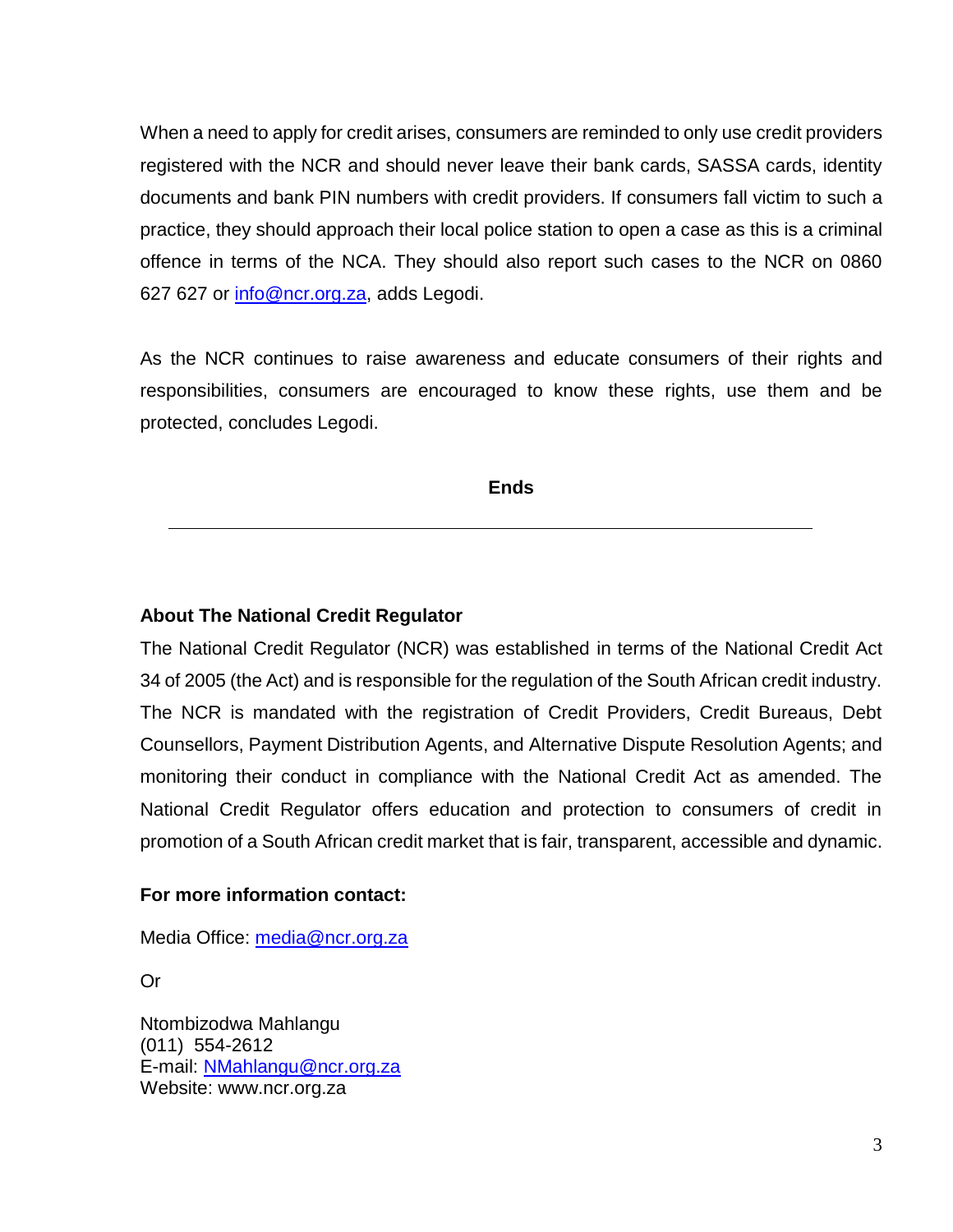When a need to apply for credit arises, consumers are reminded to only use credit providers registered with the NCR and should never leave their bank cards, SASSA cards, identity documents and bank PIN numbers with credit providers. If consumers fall victim to such a practice, they should approach their local police station to open a case as this is a criminal offence in terms of the NCA. They should also report such cases to the NCR on 0860 627 627 or info@ncr.org.za, adds Legodi.

As the NCR continues to raise awareness and educate consumers of their rights and responsibilities, consumers are encouraged to know these rights, use them and be protected, concludes Legodi.

**Ends**

---

**About The National Credit Regulator**

The National Credit Regulator (NCR) was established in terms of the National Credit Act 34 of 2005 (the Act) and is responsible for the regulation of the South African credit industry. The NCR is mandated with the registration of Credit Providers, Credit Bureaus, Debt Counsellors, Payment Distribution Agents, and Alternative Dispute Resolution Agents; and monitoring their conduct in compliance with the National Credit Act as amended. The National Credit Regulator offers education and protection to consumers of credit in promotion of a South African credit market that is fair, transparent, accessible and dynamic.

**For more information contact:**

Media Office: media@ncr.org.za

Or

Ntombizodwa Mahlangu
(011) 554-2612
E-mail: NMahlangu@ncr.org.za
Website: www.ncr.org.za